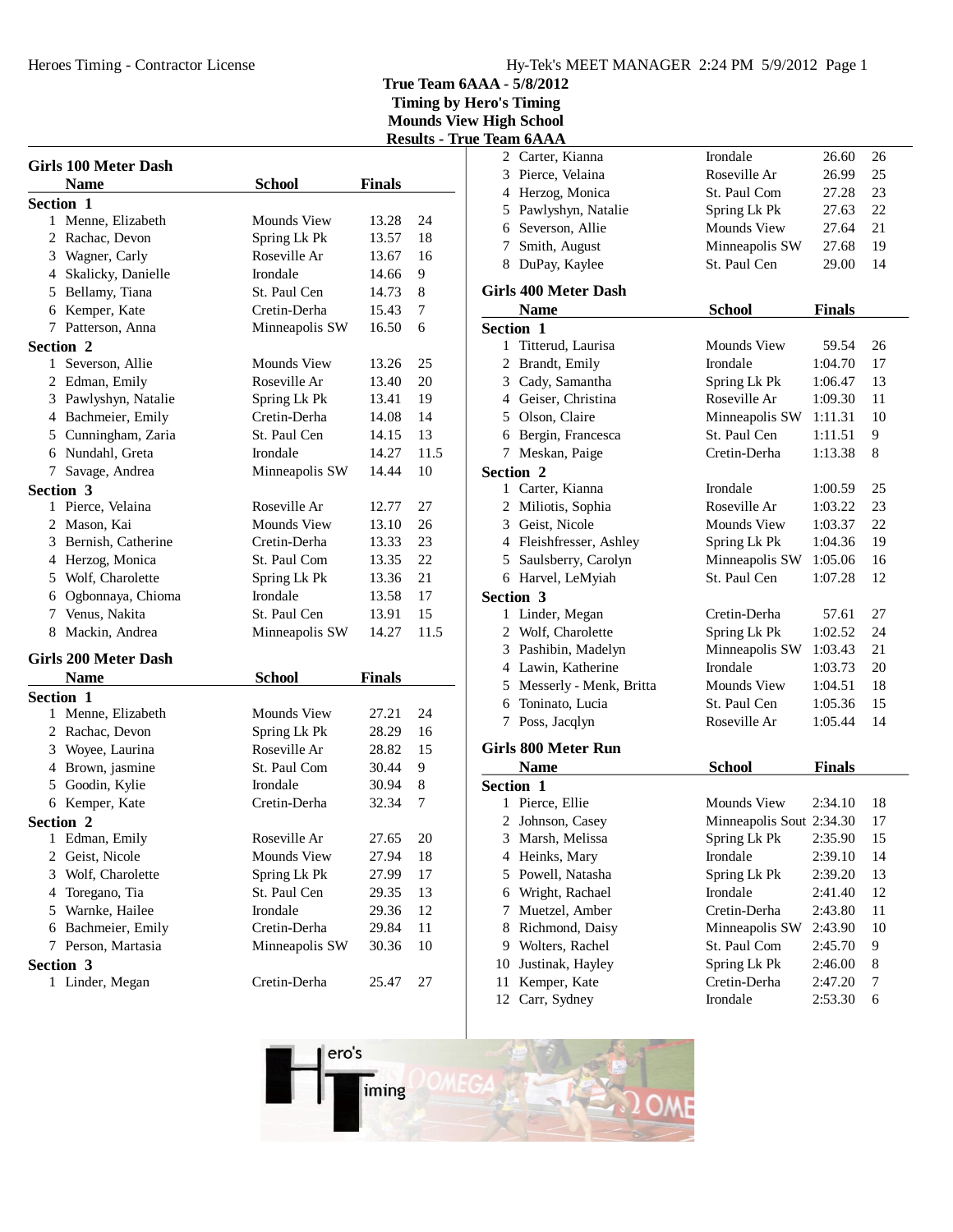# True Team 6AAA - 5/8/2012
## Timing by Hero's Timing
## Mounds View High School
## Results - True Team 6AAA

### Girls 100 Meter Dash

| | Name | School | Finals | |
|---|---|---|---|---|
| **Section 1** | | | | |
| 1 | Menne, Elizabeth | Mounds View | 13.28 | 24 |
| 2 | Rachac, Devon | Spring Lk Pk | 13.57 | 18 |
| 3 | Wagner, Carly | Roseville Ar | 13.67 | 16 |
| 4 | Skalicky, Danielle | Irondale | 14.66 | 9 |
| 5 | Bellamy, Tiana | St. Paul Cen | 14.73 | 8 |
| 6 | Kemper, Kate | Cretin-Derha | 15.43 | 7 |
| 7 | Patterson, Anna | Minneapolis SW | 16.50 | 6 |
| **Section 2** | | | | |
| 1 | Severson, Allie | Mounds View | 13.26 | 25 |
| 2 | Edman, Emily | Roseville Ar | 13.40 | 20 |
| 3 | Pawlyshyn, Natalie | Spring Lk Pk | 13.41 | 19 |
| 4 | Bachmeier, Emily | Cretin-Derha | 14.08 | 14 |
| 5 | Cunningham, Zaria | St. Paul Cen | 14.15 | 13 |
| 6 | Nundahl, Greta | Irondale | 14.27 | 11.5 |
| 7 | Savage, Andrea | Minneapolis SW | 14.44 | 10 |
| **Section 3** | | | | |
| 1 | Pierce, Velaina | Roseville Ar | 12.77 | 27 |
| 2 | Mason, Kai | Mounds View | 13.10 | 26 |
| 3 | Bernish, Catherine | Cretin-Derha | 13.33 | 23 |
| 4 | Herzog, Monica | St. Paul Com | 13.35 | 22 |
| 5 | Wolf, Charolette | Spring Lk Pk | 13.36 | 21 |
| 6 | Ogbonnaya, Chioma | Irondale | 13.58 | 17 |
| 7 | Venus, Nakita | St. Paul Cen | 13.91 | 15 |
| 8 | Mackin, Andrea | Minneapolis SW | 14.27 | 11.5 |

### Girls 200 Meter Dash

| | Name | School | Finals | |
|---|---|---|---|---|
| **Section 1** | | | | |
| 1 | Menne, Elizabeth | Mounds View | 27.21 | 24 |
| 2 | Rachac, Devon | Spring Lk Pk | 28.29 | 16 |
| 3 | Woyee, Laurina | Roseville Ar | 28.82 | 15 |
| 4 | Brown, jasmine | St. Paul Com | 30.44 | 9 |
| 5 | Goodin, Kylie | Irondale | 30.94 | 8 |
| 6 | Kemper, Kate | Cretin-Derha | 32.34 | 7 |
| **Section 2** | | | | |
| 1 | Edman, Emily | Roseville Ar | 27.65 | 20 |
| 2 | Geist, Nicole | Mounds View | 27.94 | 18 |
| 3 | Wolf, Charolette | Spring Lk Pk | 27.99 | 17 |
| 4 | Toregano, Tia | St. Paul Cen | 29.35 | 13 |
| 5 | Warnke, Hailee | Irondale | 29.36 | 12 |
| 6 | Bachmeier, Emily | Cretin-Derha | 29.84 | 11 |
| 7 | Person, Martasia | Minneapolis SW | 30.36 | 10 |
| **Section 3** | | | | |
| 1 | Linder, Megan | Cretin-Derha | 25.47 | 27 |
| 2 | Carter, Kianna | Irondale | 26.60 | 26 |
| 3 | Pierce, Velaina | Roseville Ar | 26.99 | 25 |
| 4 | Herzog, Monica | St. Paul Com | 27.28 | 23 |
| 5 | Pawlyshyn, Natalie | Spring Lk Pk | 27.63 | 22 |
| 6 | Severson, Allie | Mounds View | 27.64 | 21 |
| 7 | Smith, August | Minneapolis SW | 27.68 | 19 |
| 8 | DuPay, Kaylee | St. Paul Cen | 29.00 | 14 |

### Girls 400 Meter Dash

| | Name | School | Finals | |
|---|---|---|---|---|
| **Section 1** | | | | |
| 1 | Titterud, Laurisa | Mounds View | 59.54 | 26 |
| 2 | Brandt, Emily | Irondale | 1:04.70 | 17 |
| 3 | Cady, Samantha | Spring Lk Pk | 1:06.47 | 13 |
| 4 | Geiser, Christina | Roseville Ar | 1:09.30 | 11 |
| 5 | Olson, Claire | Minneapolis SW | 1:11.31 | 10 |
| 6 | Bergin, Francesca | St. Paul Cen | 1:11.51 | 9 |
| 7 | Meskan, Paige | Cretin-Derha | 1:13.38 | 8 |
| **Section 2** | | | | |
| 1 | Carter, Kianna | Irondale | 1:00.59 | 25 |
| 2 | Miliotis, Sophia | Roseville Ar | 1:03.22 | 23 |
| 3 | Geist, Nicole | Mounds View | 1:03.37 | 22 |
| 4 | Fleishfresser, Ashley | Spring Lk Pk | 1:04.36 | 19 |
| 5 | Saulsberry, Carolyn | Minneapolis SW | 1:05.06 | 16 |
| 6 | Harvel, LeMyiah | St. Paul Cen | 1:07.28 | 12 |
| **Section 3** | | | | |
| 1 | Linder, Megan | Cretin-Derha | 57.61 | 27 |
| 2 | Wolf, Charolette | Spring Lk Pk | 1:02.52 | 24 |
| 3 | Pashibin, Madelyn | Minneapolis SW | 1:03.43 | 21 |
| 4 | Lawin, Katherine | Irondale | 1:03.73 | 20 |
| 5 | Messerly - Menk, Britta | Mounds View | 1:04.51 | 18 |
| 6 | Toninato, Lucia | St. Paul Cen | 1:05.36 | 15 |
| 7 | Poss, Jacqlyn | Roseville Ar | 1:05.44 | 14 |

### Girls 800 Meter Run

| | Name | School | Finals | |
|---|---|---|---|---|
| **Section 1** | | | | |
| 1 | Pierce, Ellie | Mounds View | 2:34.10 | 18 |
| 2 | Johnson, Casey | Minneapolis Sout | 2:34.30 | 17 |
| 3 | Marsh, Melissa | Spring Lk Pk | 2:35.90 | 15 |
| 4 | Heinks, Mary | Irondale | 2:39.10 | 14 |
| 5 | Powell, Natasha | Spring Lk Pk | 2:39.20 | 13 |
| 6 | Wright, Rachael | Irondale | 2:41.40 | 12 |
| 7 | Muetzel, Amber | Cretin-Derha | 2:43.80 | 11 |
| 8 | Richmond, Daisy | Minneapolis SW | 2:43.90 | 10 |
| 9 | Wolters, Rachel | St. Paul Com | 2:45.70 | 9 |
| 10 | Justinak, Hayley | Spring Lk Pk | 2:46.00 | 8 |
| 11 | Kemper, Kate | Cretin-Derha | 2:47.20 | 7 |
| 12 | Carr, Sydney | Irondale | 2:53.30 | 6 |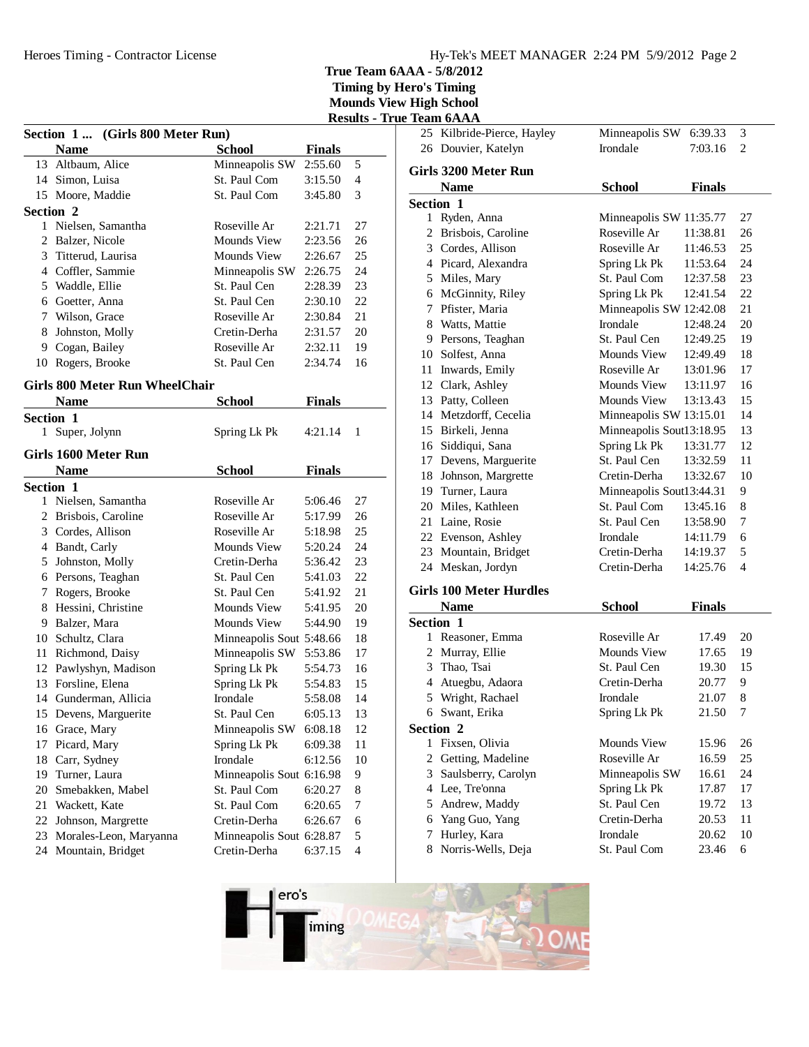# True Team 6AAA - 5/8/2012
## Timing by Hero's Timing
## Mounds View High School
## Results - True Team 6AAA

### Section 1 ... (Girls 800 Meter Run)

| | Name | School | Finals | |
|---|---|---|---|---|
| 13 | Altbaum, Alice | Minneapolis SW | 2:55.60 | 5 |
| 14 | Simon, Luisa | St. Paul Com | 3:15.50 | 4 |
| 15 | Moore, Maddie | St. Paul Com | 3:45.80 | 3 |
| **Section 2** | | | | |
| 1 | Nielsen, Samantha | Roseville Ar | 2:21.71 | 27 |
| 2 | Balzer, Nicole | Mounds View | 2:23.56 | 26 |
| 3 | Titterud, Laurisa | Mounds View | 2:26.67 | 25 |
| 4 | Coffler, Sammie | Minneapolis SW | 2:26.75 | 24 |
| 5 | Waddle, Ellie | St. Paul Cen | 2:28.39 | 23 |
| 6 | Goetter, Anna | St. Paul Cen | 2:30.10 | 22 |
| 7 | Wilson, Grace | Roseville Ar | 2:30.84 | 21 |
| 8 | Johnston, Molly | Cretin-Derha | 2:31.57 | 20 |
| 9 | Cogan, Bailey | Roseville Ar | 2:32.11 | 19 |
| 10 | Rogers, Brooke | St. Paul Cen | 2:34.74 | 16 |

### Girls 800 Meter Run WheelChair

| | Name | School | Finals | |
|---|---|---|---|---|
| **Section 1** | | | | |
| 1 | Super, Jolynn | Spring Lk Pk | 4:21.14 | 1 |

### Girls 1600 Meter Run

| | Name | School | Finals | |
|---|---|---|---|---|
| **Section 1** | | | | |
| 1 | Nielsen, Samantha | Roseville Ar | 5:06.46 | 27 |
| 2 | Brisbois, Caroline | Roseville Ar | 5:17.99 | 26 |
| 3 | Cordes, Allison | Roseville Ar | 5:18.98 | 25 |
| 4 | Bandt, Carly | Mounds View | 5:20.24 | 24 |
| 5 | Johnston, Molly | Cretin-Derha | 5:36.42 | 23 |
| 6 | Persons, Teaghan | St. Paul Cen | 5:41.03 | 22 |
| 7 | Rogers, Brooke | St. Paul Cen | 5:41.92 | 21 |
| 8 | Hessini, Christine | Mounds View | 5:41.95 | 20 |
| 9 | Balzer, Mara | Mounds View | 5:44.90 | 19 |
| 10 | Schultz, Clara | Minneapolis Sout | 5:48.66 | 18 |
| 11 | Richmond, Daisy | Minneapolis SW | 5:53.86 | 17 |
| 12 | Pawlyshyn, Madison | Spring Lk Pk | 5:54.73 | 16 |
| 13 | Forsline, Elena | Spring Lk Pk | 5:54.83 | 15 |
| 14 | Gunderman, Allicia | Irondale | 5:58.08 | 14 |
| 15 | Devens, Marguerite | St. Paul Cen | 6:05.13 | 13 |
| 16 | Grace, Mary | Minneapolis SW | 6:08.18 | 12 |
| 17 | Picard, Mary | Spring Lk Pk | 6:09.38 | 11 |
| 18 | Carr, Sydney | Irondale | 6:12.56 | 10 |
| 19 | Turner, Laura | Minneapolis Sout | 6:16.98 | 9 |
| 20 | Smebakken, Mabel | St. Paul Com | 6:20.27 | 8 |
| 21 | Wackett, Kate | St. Paul Com | 6:20.65 | 7 |
| 22 | Johnson, Margrette | Cretin-Derha | 6:26.67 | 6 |
| 23 | Morales-Leon, Maryanna | Minneapolis Sout | 6:28.87 | 5 |
| 24 | Mountain, Bridget | Cretin-Derha | 6:37.15 | 4 |
| 25 | Kilbride-Pierce, Hayley | Minneapolis SW | 6:39.33 | 3 |
| 26 | Douvier, Katelyn | Irondale | 7:03.16 | 2 |

### Girls 3200 Meter Run

| | Name | School | Finals | |
|---|---|---|---|---|
| **Section 1** | | | | |
| 1 | Ryden, Anna | Minneapolis SW | 11:35.77 | 27 |
| 2 | Brisbois, Caroline | Roseville Ar | 11:38.81 | 26 |
| 3 | Cordes, Allison | Roseville Ar | 11:46.53 | 25 |
| 4 | Picard, Alexandra | Spring Lk Pk | 11:53.64 | 24 |
| 5 | Miles, Mary | St. Paul Cen | 12:37.58 | 23 |
| 6 | McGinnity, Riley | Spring Lk Pk | 12:41.54 | 22 |
| 7 | Pfister, Maria | Minneapolis SW | 12:42.08 | 21 |
| 8 | Watts, Mattie | Irondale | 12:48.24 | 20 |
| 9 | Persons, Teaghan | St. Paul Cen | 12:49.25 | 19 |
| 10 | Solfest, Anna | Mounds View | 12:49.49 | 18 |
| 11 | Inwards, Emily | Roseville Ar | 13:01.96 | 17 |
| 12 | Clark, Ashley | Mounds View | 13:11.97 | 16 |
| 13 | Patty, Colleen | Mounds View | 13:13.43 | 15 |
| 14 | Metzdorff, Cecelia | Minneapolis SW | 13:15.01 | 14 |
| 15 | Birkeli, Jenna | Minneapolis Sout | 13:18.95 | 13 |
| 16 | Siddiqui, Sana | Spring Lk Pk | 13:31.77 | 12 |
| 17 | Devens, Marguerite | St. Paul Cen | 13:32.59 | 11 |
| 18 | Johnson, Margrette | Cretin-Derha | 13:32.67 | 10 |
| 19 | Turner, Laura | Minneapolis Sout | 13:44.31 | 9 |
| 20 | Miles, Kathleen | St. Paul Com | 13:45.16 | 8 |
| 21 | Laine, Rosie | St. Paul Cen | 13:58.90 | 7 |
| 22 | Evenson, Ashley | Irondale | 14:11.79 | 6 |
| 23 | Mountain, Bridget | Cretin-Derha | 14:19.37 | 5 |
| 24 | Meskan, Jordyn | Cretin-Derha | 14:25.76 | 4 |

### Girls 100 Meter Hurdles

| | Name | School | Finals | |
|---|---|---|---|---|
| **Section 1** | | | | |
| 1 | Reasoner, Emma | Roseville Ar | 17.49 | 20 |
| 2 | Murray, Ellie | Mounds View | 17.65 | 19 |
| 3 | Thao, Tsai | St. Paul Cen | 19.30 | 15 |
| 4 | Atuegbu, Adaora | Cretin-Derha | 20.77 | 9 |
| 5 | Wright, Rachael | Irondale | 21.07 | 8 |
| 6 | Swant, Erika | Spring Lk Pk | 21.50 | 7 |
| **Section 2** | | | | |
| 1 | Fixsen, Olivia | Mounds View | 15.96 | 26 |
| 2 | Getting, Madeline | Roseville Ar | 16.59 | 25 |
| 3 | Saulsberry, Carolyn | Minneapolis SW | 16.61 | 24 |
| 4 | Lee, Tre'onna | Spring Lk Pk | 17.87 | 17 |
| 5 | Andrew, Maddy | St. Paul Cen | 19.72 | 13 |
| 6 | Yang Guo, Yang | Cretin-Derha | 20.53 | 11 |
| 7 | Hurley, Kara | Irondale | 20.62 | 10 |
| 8 | Norris-Wells, Deja | St. Paul Com | 23.46 | 6 |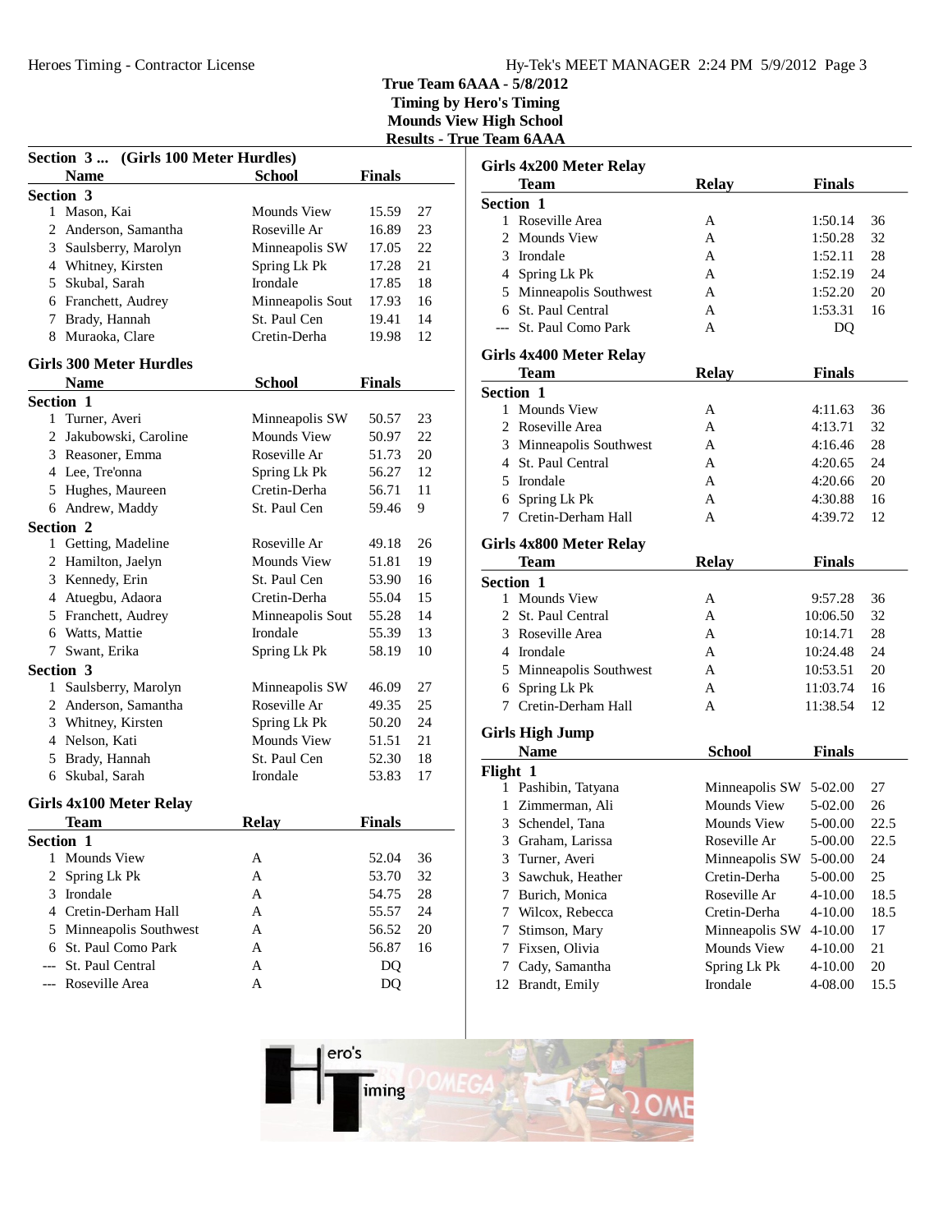# True Team 6AAA - 5/8/2012
## Timing by Hero's Timing
## Mounds View High School
## Results - True Team 6AAA

### Section 3 ... (Girls 100 Meter Hurdles)

| | Name | School | Finals | |
|---|---|---|---|---|
| **Section 3** | | | | |
| 1 | Mason, Kai | Mounds View | 15.59 | 27 |
| 2 | Anderson, Samantha | Roseville Ar | 16.89 | 23 |
| 3 | Saulsberry, Marolyn | Minneapolis SW | 17.05 | 22 |
| 4 | Whitney, Kirsten | Spring Lk Pk | 17.28 | 21 |
| 5 | Skubal, Sarah | Irondale | 17.85 | 18 |
| 6 | Franchett, Audrey | Minneapolis Sout | 17.93 | 16 |
| 7 | Brady, Hannah | St. Paul Cen | 19.41 | 14 |
| 8 | Muraoka, Clare | Cretin-Derha | 19.98 | 12 |

### Girls 300 Meter Hurdles

| | Name | School | Finals | |
|---|---|---|---|---|
| **Section 1** | | | | |
| 1 | Turner, Averi | Minneapolis SW | 50.57 | 23 |
| 2 | Jakubowski, Caroline | Mounds View | 50.97 | 22 |
| 3 | Reasoner, Emma | Roseville Ar | 51.73 | 20 |
| 4 | Lee, Tre'onna | Spring Lk Pk | 56.27 | 12 |
| 5 | Hughes, Maureen | Cretin-Derha | 56.71 | 11 |
| 6 | Andrew, Maddy | St. Paul Cen | 59.46 | 9 |
| **Section 2** | | | | |
| 1 | Getting, Madeline | Roseville Ar | 49.18 | 26 |
| 2 | Hamilton, Jaelyn | Mounds View | 51.81 | 19 |
| 3 | Kennedy, Erin | St. Paul Cen | 53.90 | 16 |
| 4 | Atuegbu, Adaora | Cretin-Derha | 55.04 | 15 |
| 5 | Franchett, Audrey | Minneapolis Sout | 55.28 | 14 |
| 6 | Watts, Mattie | Irondale | 55.39 | 13 |
| 7 | Swant, Erika | Spring Lk Pk | 58.19 | 10 |
| **Section 3** | | | | |
| 1 | Saulsberry, Marolyn | Minneapolis SW | 46.09 | 27 |
| 2 | Anderson, Samantha | Roseville Ar | 49.35 | 25 |
| 3 | Whitney, Kirsten | Spring Lk Pk | 50.20 | 24 |
| 4 | Nelson, Kati | Mounds View | 51.51 | 21 |
| 5 | Brady, Hannah | St. Paul Cen | 52.30 | 18 |
| 6 | Skubal, Sarah | Irondale | 53.83 | 17 |

### Girls 4x100 Meter Relay

| | Team | Relay | Finals | |
|---|---|---|---|---|
| **Section 1** | | | | |
| 1 | Mounds View | A | 52.04 | 36 |
| 2 | Spring Lk Pk | A | 53.70 | 32 |
| 3 | Irondale | A | 54.75 | 28 |
| 4 | Cretin-Derham Hall | A | 55.57 | 24 |
| 5 | Minneapolis Southwest | A | 56.52 | 20 |
| 6 | St. Paul Como Park | A | 56.87 | 16 |
| --- | St. Paul Central | A | DQ | |
| --- | Roseville Area | A | DQ | |

### Girls 4x200 Meter Relay

| | Team | Relay | Finals | |
|---|---|---|---|---|
| **Section 1** | | | | |
| 1 | Roseville Area | A | 1:50.14 | 36 |
| 2 | Mounds View | A | 1:50.28 | 32 |
| 3 | Irondale | A | 1:52.11 | 28 |
| 4 | Spring Lk Pk | A | 1:52.19 | 24 |
| 5 | Minneapolis Southwest | A | 1:52.20 | 20 |
| 6 | St. Paul Central | A | 1:53.31 | 16 |
| --- | St. Paul Como Park | A | DQ | |

### Girls 4x400 Meter Relay

| | Team | Relay | Finals | |
|---|---|---|---|---|
| **Section 1** | | | | |
| 1 | Mounds View | A | 4:11.63 | 36 |
| 2 | Roseville Area | A | 4:13.71 | 32 |
| 3 | Minneapolis Southwest | A | 4:16.46 | 28 |
| 4 | St. Paul Central | A | 4:20.65 | 24 |
| 5 | Irondale | A | 4:20.66 | 20 |
| 6 | Spring Lk Pk | A | 4:30.88 | 16 |
| 7 | Cretin-Derham Hall | A | 4:39.72 | 12 |

### Girls 4x800 Meter Relay

| | Team | Relay | Finals | |
|---|---|---|---|---|
| **Section 1** | | | | |
| 1 | Mounds View | A | 9:57.28 | 36 |
| 2 | St. Paul Central | A | 10:06.50 | 32 |
| 3 | Roseville Area | A | 10:14.71 | 28 |
| 4 | Irondale | A | 10:24.48 | 24 |
| 5 | Minneapolis Southwest | A | 10:53.51 | 20 |
| 6 | Spring Lk Pk | A | 11:03.74 | 16 |
| 7 | Cretin-Derham Hall | A | 11:38.54 | 12 |

### Girls High Jump

| | Name | School | Finals | |
|---|---|---|---|---|
| **Flight 1** | | | | |
| 1 | Pashibin, Tatyana | Minneapolis SW | 5-02.00 | 27 |
| 1 | Zimmerman, Ali | Mounds View | 5-02.00 | 26 |
| 3 | Schendel, Tana | Mounds View | 5-00.00 | 22.5 |
| 3 | Graham, Larissa | Roseville Ar | 5-00.00 | 22.5 |
| 3 | Turner, Averi | Minneapolis SW | 5-00.00 | 24 |
| 3 | Sawchuk, Heather | Cretin-Derha | 5-00.00 | 25 |
| 7 | Burich, Monica | Roseville Ar | 4-10.00 | 18.5 |
| 7 | Wilcox, Rebecca | Cretin-Derha | 4-10.00 | 18.5 |
| 7 | Stimson, Mary | Minneapolis SW | 4-10.00 | 17 |
| 7 | Fixsen, Olivia | Mounds View | 4-10.00 | 21 |
| 7 | Cady, Samantha | Spring Lk Pk | 4-10.00 | 20 |
| 12 | Brandt, Emily | Irondale | 4-08.00 | 15.5 |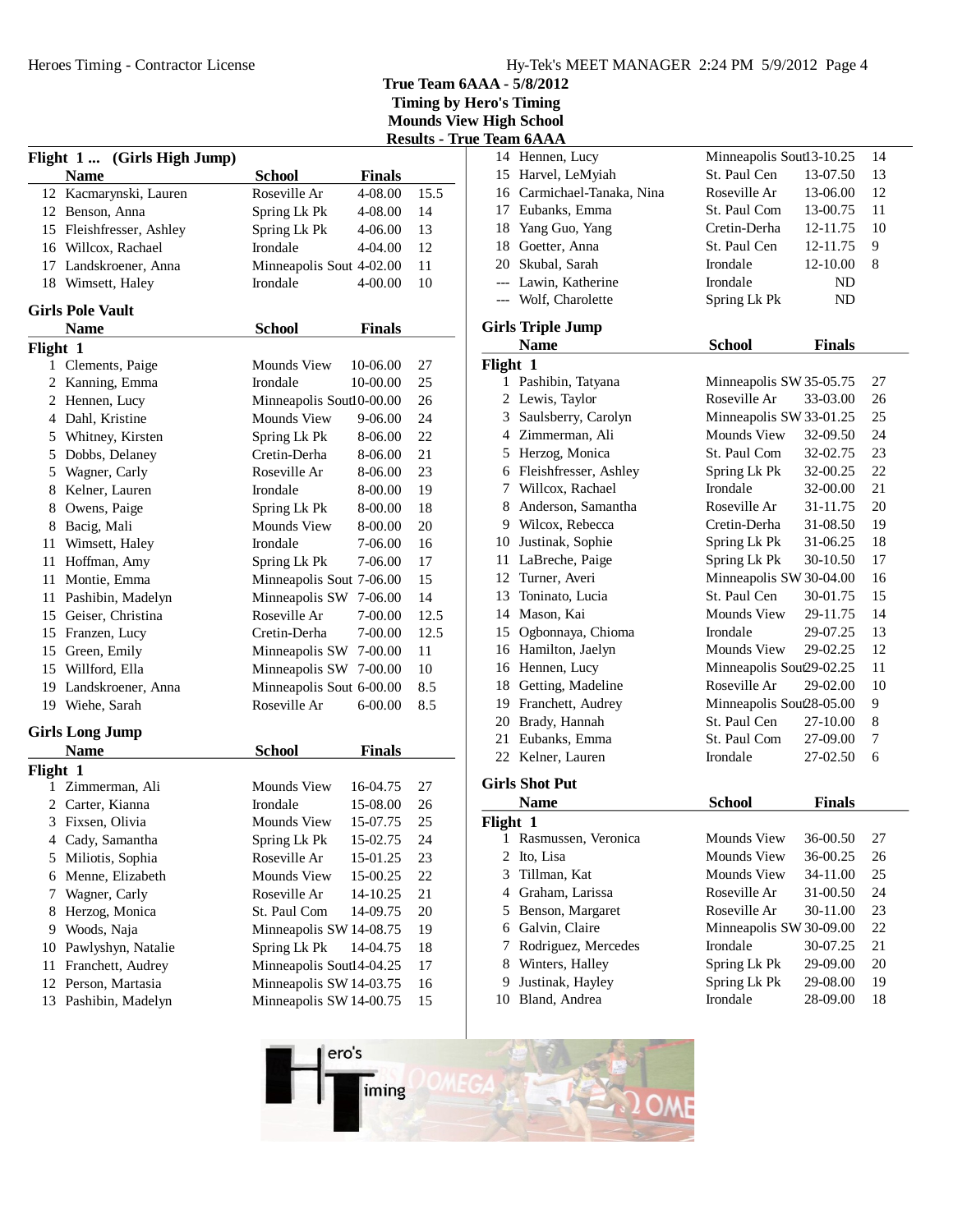# True Team 6AAA - 5/8/2012

**Timing by Hero's Timing**
**Mounds View High School**
**Results - True Team 6AAA**

## Flight 1 ... (Girls High Jump)

| | Name | School | Finals | |
|---|---|---|---|---|
| 12 | Kacmarynski, Lauren | Roseville Ar | 4-08.00 | 15.5 |
| 12 | Benson, Anna | Spring Lk Pk | 4-08.00 | 14 |
| 15 | Fleishfresser, Ashley | Spring Lk Pk | 4-06.00 | 13 |
| 16 | Willcox, Rachael | Irondale | 4-04.00 | 12 |
| 17 | Landskroener, Anna | Minneapolis Sout | 4-02.00 | 11 |
| 18 | Wimsett, Haley | Irondale | 4-00.00 | 10 |

## Girls Pole Vault

| | Name | School | Finals | |
|---|---|---|---|---|
| **Flight 1** | | | | |
| 1 | Clements, Paige | Mounds View | 10-06.00 | 27 |
| 2 | Kanning, Emma | Irondale | 10-00.00 | 25 |
| 2 | Hennen, Lucy | Minneapolis Sout | 10-00.00 | 26 |
| 4 | Dahl, Kristine | Mounds View | 9-06.00 | 24 |
| 5 | Whitney, Kirsten | Spring Lk Pk | 8-06.00 | 22 |
| 5 | Dobbs, Delaney | Cretin-Derha | 8-06.00 | 21 |
| 5 | Wagner, Carly | Roseville Ar | 8-06.00 | 23 |
| 8 | Kelner, Lauren | Irondale | 8-00.00 | 19 |
| 8 | Owens, Paige | Spring Lk Pk | 8-00.00 | 18 |
| 8 | Bacig, Mali | Mounds View | 8-00.00 | 20 |
| 11 | Wimsett, Haley | Irondale | 7-06.00 | 16 |
| 11 | Hoffman, Amy | Spring Lk Pk | 7-06.00 | 17 |
| 11 | Montie, Emma | Minneapolis Sout | 7-06.00 | 15 |
| 11 | Pashibin, Madelyn | Minneapolis SW | 7-06.00 | 14 |
| 15 | Geiser, Christina | Roseville Ar | 7-00.00 | 12.5 |
| 15 | Franzen, Lucy | Cretin-Derha | 7-00.00 | 12.5 |
| 15 | Green, Emily | Minneapolis SW | 7-00.00 | 11 |
| 15 | Willford, Ella | Minneapolis SW | 7-00.00 | 10 |
| 19 | Landskroener, Anna | Minneapolis Sout | 6-00.00 | 8.5 |
| 19 | Wiehe, Sarah | Roseville Ar | 6-00.00 | 8.5 |

## Girls Long Jump

| | Name | School | Finals | |
|---|---|---|---|---|
| **Flight 1** | | | | |
| 1 | Zimmerman, Ali | Mounds View | 16-04.75 | 27 |
| 2 | Carter, Kianna | Irondale | 15-08.00 | 26 |
| 3 | Fixsen, Olivia | Mounds View | 15-07.75 | 25 |
| 4 | Cady, Samantha | Spring Lk Pk | 15-02.75 | 24 |
| 5 | Miliotis, Sophia | Roseville Ar | 15-01.25 | 23 |
| 6 | Menne, Elizabeth | Mounds View | 15-00.25 | 22 |
| 7 | Wagner, Carly | Roseville Ar | 14-10.25 | 21 |
| 8 | Herzog, Monica | St. Paul Com | 14-09.75 | 20 |
| 9 | Woods, Naja | Minneapolis SW | 14-08.75 | 19 |
| 10 | Pawlyshyn, Natalie | Spring Lk Pk | 14-04.75 | 18 |
| 11 | Franchett, Audrey | Minneapolis Sout | 14-04.25 | 17 |
| 12 | Person, Martasia | Minneapolis SW | 14-03.75 | 16 |
| 13 | Pashibin, Madelyn | Minneapolis SW | 14-00.75 | 15 |
| 14 | Hennen, Lucy | Minneapolis Sout | 13-10.25 | 14 |
| 15 | Harvel, LeMyiah | St. Paul Cen | 13-07.50 | 13 |
| 16 | Carmichael-Tanaka, Nina | Roseville Ar | 13-06.00 | 12 |
| 17 | Eubanks, Emma | St. Paul Com | 13-00.75 | 11 |
| 18 | Yang Guo, Yang | Cretin-Derha | 12-11.75 | 10 |
| 18 | Goetter, Anna | St. Paul Cen | 12-11.75 | 9 |
| 20 | Skubal, Sarah | Irondale | 12-10.00 | 8 |
| --- | Lawin, Katherine | Irondale | ND | |
| --- | Wolf, Charolette | Spring Lk Pk | ND | |

## Girls Triple Jump

| | Name | School | Finals | |
|---|---|---|---|---|
| **Flight 1** | | | | |
| 1 | Pashibin, Tatyana | Minneapolis SW | 35-05.75 | 27 |
| 2 | Lewis, Taylor | Roseville Ar | 33-03.00 | 26 |
| 3 | Saulsberry, Carolyn | Minneapolis SW | 33-01.25 | 25 |
| 4 | Zimmerman, Ali | Mounds View | 32-09.50 | 24 |
| 5 | Herzog, Monica | St. Paul Com | 32-02.75 | 23 |
| 6 | Fleishfresser, Ashley | Spring Lk Pk | 32-00.25 | 22 |
| 7 | Willcox, Rachael | Irondale | 32-00.00 | 21 |
| 8 | Anderson, Samantha | Roseville Ar | 31-11.75 | 20 |
| 9 | Wilcox, Rebecca | Cretin-Derha | 31-08.50 | 19 |
| 10 | Justinak, Sophie | Spring Lk Pk | 31-06.25 | 18 |
| 11 | LaBreche, Paige | Spring Lk Pk | 30-10.50 | 17 |
| 12 | Turner, Averi | Minneapolis SW | 30-04.00 | 16 |
| 13 | Toninato, Lucia | St. Paul Cen | 30-01.75 | 15 |
| 14 | Mason, Kai | Mounds View | 29-11.75 | 14 |
| 15 | Ogbonnaya, Chioma | Irondale | 29-07.25 | 13 |
| 16 | Hamilton, Jaelyn | Mounds View | 29-02.25 | 12 |
| 16 | Hennen, Lucy | Minneapolis Sout | 29-02.25 | 11 |
| 18 | Getting, Madeline | Roseville Ar | 29-02.00 | 10 |
| 19 | Franchett, Audrey | Minneapolis Sout | 28-05.00 | 9 |
| 20 | Brady, Hannah | St. Paul Cen | 27-10.00 | 8 |
| 21 | Eubanks, Emma | St. Paul Com | 27-09.00 | 7 |
| 22 | Kelner, Lauren | Irondale | 27-02.50 | 6 |

## Girls Shot Put

| | Name | School | Finals | |
|---|---|---|---|---|
| **Flight 1** | | | | |
| 1 | Rasmussen, Veronica | Mounds View | 36-00.50 | 27 |
| 2 | Ito, Lisa | Mounds View | 36-00.25 | 26 |
| 3 | Tillman, Kat | Mounds View | 34-11.00 | 25 |
| 4 | Graham, Larissa | Roseville Ar | 31-00.50 | 24 |
| 5 | Benson, Margaret | Roseville Ar | 30-11.00 | 23 |
| 6 | Galvin, Claire | Minneapolis SW | 30-09.00 | 22 |
| 7 | Rodriguez, Mercedes | Irondale | 30-07.25 | 21 |
| 8 | Winters, Halley | Spring Lk Pk | 29-09.00 | 20 |
| 9 | Justinak, Hayley | Spring Lk Pk | 29-08.00 | 19 |
| 10 | Bland, Andrea | Irondale | 28-09.00 | 18 |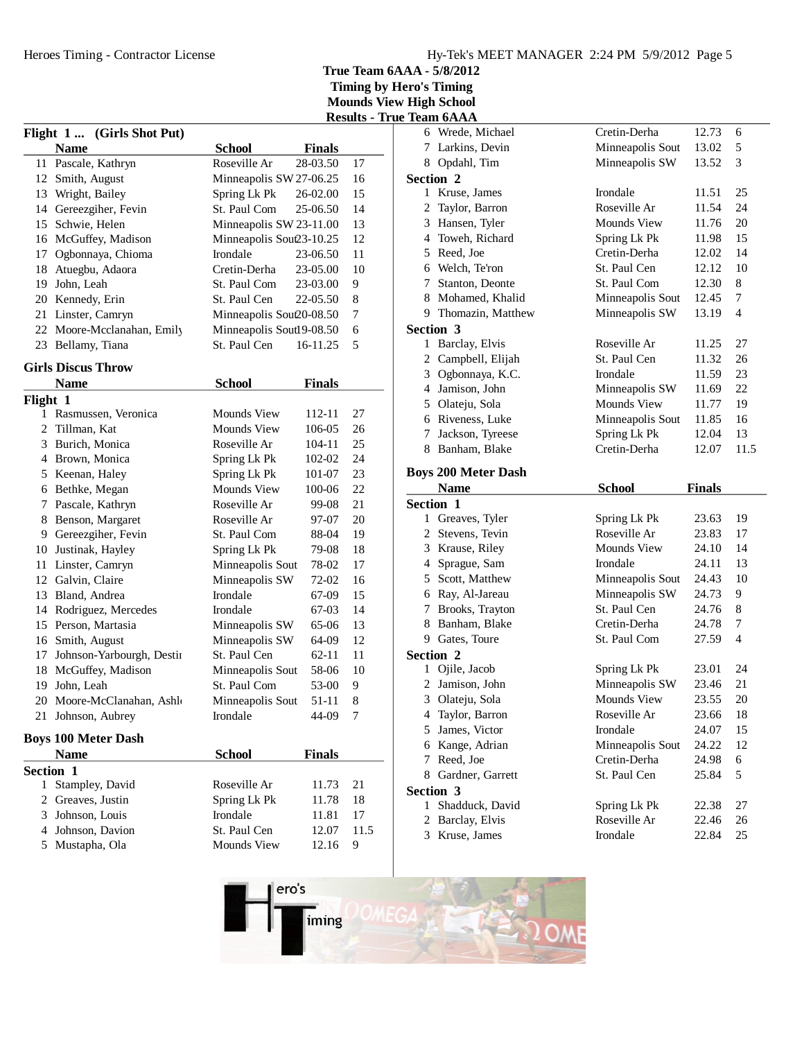# True Team 6AAA - 5/8/2012
## Timing by Hero's Timing
## Mounds View High School
## Results - True Team 6AAA

### Flight 1 ... (Girls Shot Put)

| | Name | School | Finals | |
|---|---|---|---|---|
| 11 | Pascale, Kathryn | Roseville Ar | 28-03.50 | 17 |
| 12 | Smith, August | Minneapolis SW | 27-06.25 | 16 |
| 13 | Wright, Bailey | Spring Lk Pk | 26-02.00 | 15 |
| 14 | Gereezgiher, Fevin | St. Paul Com | 25-06.50 | 14 |
| 15 | Schwie, Helen | Minneapolis SW | 23-11.00 | 13 |
| 16 | McGuffey, Madison | Minneapolis Sout | 23-10.25 | 12 |
| 17 | Ogbonnaya, Chioma | Irondale | 23-06.50 | 11 |
| 18 | Atuegbu, Adaora | Cretin-Derha | 23-05.00 | 10 |
| 19 | John, Leah | St. Paul Com | 23-03.00 | 9 |
| 20 | Kennedy, Erin | St. Paul Cen | 22-05.50 | 8 |
| 21 | Linster, Camryn | Minneapolis Sout | 20-08.50 | 7 |
| 22 | Moore-Mcclanahan, Emily | Minneapolis Sout | 19-08.50 | 6 |
| 23 | Bellamy, Tiana | St. Paul Cen | 16-11.25 | 5 |

### Girls Discus Throw

**Flight 1**

| | Name | School | Finals | |
|---|---|---|---|---|
| 1 | Rasmussen, Veronica | Mounds View | 112-11 | 27 |
| 2 | Tillman, Kat | Mounds View | 106-05 | 26 |
| 3 | Burich, Monica | Roseville Ar | 104-11 | 25 |
| 4 | Brown, Monica | Spring Lk Pk | 102-02 | 24 |
| 5 | Keenan, Haley | Spring Lk Pk | 101-07 | 23 |
| 6 | Bethke, Megan | Mounds View | 100-06 | 22 |
| 7 | Pascale, Kathryn | Roseville Ar | 99-08 | 21 |
| 8 | Benson, Margaret | Roseville Ar | 97-07 | 20 |
| 9 | Gereezgiher, Fevin | St. Paul Com | 88-04 | 19 |
| 10 | Justinak, Hayley | Spring Lk Pk | 79-08 | 18 |
| 11 | Linster, Camryn | Minneapolis Sout | 78-02 | 17 |
| 12 | Galvin, Claire | Minneapolis SW | 72-02 | 16 |
| 13 | Bland, Andrea | Irondale | 67-09 | 15 |
| 14 | Rodriguez, Mercedes | Irondale | 67-03 | 14 |
| 15 | Person, Martasia | Minneapolis SW | 65-06 | 13 |
| 16 | Smith, August | Minneapolis SW | 64-09 | 12 |
| 17 | Johnson-Yarbourgh, Destir | St. Paul Cen | 62-11 | 11 |
| 18 | McGuffey, Madison | Minneapolis Sout | 58-06 | 10 |
| 19 | John, Leah | St. Paul Com | 53-00 | 9 |
| 20 | Moore-McClanahan, Ashl | Minneapolis Sout | 51-11 | 8 |
| 21 | Johnson, Aubrey | Irondale | 44-09 | 7 |

### Boys 100 Meter Dash

**Section 1**

| | Name | School | Finals | |
|---|---|---|---|---|
| 1 | Stampley, David | Roseville Ar | 11.73 | 21 |
| 2 | Greaves, Justin | Spring Lk Pk | 11.78 | 18 |
| 3 | Johnson, Louis | Irondale | 11.81 | 17 |
| 4 | Johnson, Davion | St. Paul Cen | 12.07 | 11.5 |
| 5 | Mustapha, Ola | Mounds View | 12.16 | 9 |
| 6 | Wrede, Michael | Cretin-Derha | 12.73 | 6 |
| 7 | Larkins, Devin | Minneapolis Sout | 13.02 | 5 |
| 8 | Opdahl, Tim | Minneapolis SW | 13.52 | 3 |

**Section 2**

| | Name | School | Finals | |
|---|---|---|---|---|
| 1 | Kruse, James | Irondale | 11.51 | 25 |
| 2 | Taylor, Barron | Roseville Ar | 11.54 | 24 |
| 3 | Hansen, Tyler | Mounds View | 11.76 | 20 |
| 4 | Toweh, Richard | Spring Lk Pk | 11.98 | 15 |
| 5 | Reed, Joe | Cretin-Derha | 12.02 | 14 |
| 6 | Welch, Te'ron | St. Paul Cen | 12.12 | 10 |
| 7 | Stanton, Deonte | St. Paul Com | 12.30 | 8 |
| 8 | Mohamed, Khalid | Minneapolis Sout | 12.45 | 7 |
| 9 | Thomazin, Matthew | Minneapolis SW | 13.19 | 4 |

**Section 3**

| | Name | School | Finals | |
|---|---|---|---|---|
| 1 | Barclay, Elvis | Roseville Ar | 11.25 | 27 |
| 2 | Campbell, Elijah | St. Paul Cen | 11.32 | 26 |
| 3 | Ogbonnaya, K.C. | Irondale | 11.59 | 23 |
| 4 | Jamison, John | Minneapolis SW | 11.69 | 22 |
| 5 | Olateju, Sola | Mounds View | 11.77 | 19 |
| 6 | Riveness, Luke | Minneapolis Sout | 11.85 | 16 |
| 7 | Jackson, Tyreese | Spring Lk Pk | 12.04 | 13 |
| 8 | Banham, Blake | Cretin-Derha | 12.07 | 11.5 |

### Boys 200 Meter Dash

**Section 1**

| | Name | School | Finals | |
|---|---|---|---|---|
| 1 | Greaves, Tyler | Spring Lk Pk | 23.63 | 19 |
| 2 | Stevens, Tevin | Roseville Ar | 23.83 | 17 |
| 3 | Krause, Riley | Mounds View | 24.10 | 14 |
| 4 | Sprague, Sam | Irondale | 24.11 | 13 |
| 5 | Scott, Matthew | Minneapolis Sout | 24.43 | 10 |
| 6 | Ray, Al-Jareau | Minneapolis SW | 24.73 | 9 |
| 7 | Brooks, Trayton | St. Paul Cen | 24.76 | 8 |
| 8 | Banham, Blake | Cretin-Derha | 24.78 | 7 |
| 9 | Gates, Toure | St. Paul Com | 27.59 | 4 |

**Section 2**

| | Name | School | Finals | |
|---|---|---|---|---|
| 1 | Ojile, Jacob | Spring Lk Pk | 23.01 | 24 |
| 2 | Jamison, John | Minneapolis SW | 23.46 | 21 |
| 3 | Olateju, Sola | Mounds View | 23.55 | 20 |
| 4 | Taylor, Barron | Roseville Ar | 23.66 | 18 |
| 5 | James, Victor | Irondale | 24.07 | 15 |
| 6 | Kange, Adrian | Minneapolis Sout | 24.22 | 12 |
| 7 | Reed, Joe | Cretin-Derha | 24.98 | 6 |
| 8 | Gardner, Garrett | St. Paul Cen | 25.84 | 5 |

**Section 3**

| | Name | School | Finals | |
|---|---|---|---|---|
| 1 | Shadduck, David | Spring Lk Pk | 22.38 | 27 |
| 2 | Barclay, Elvis | Roseville Ar | 22.46 | 26 |
| 3 | Kruse, James | Irondale | 22.84 | 25 |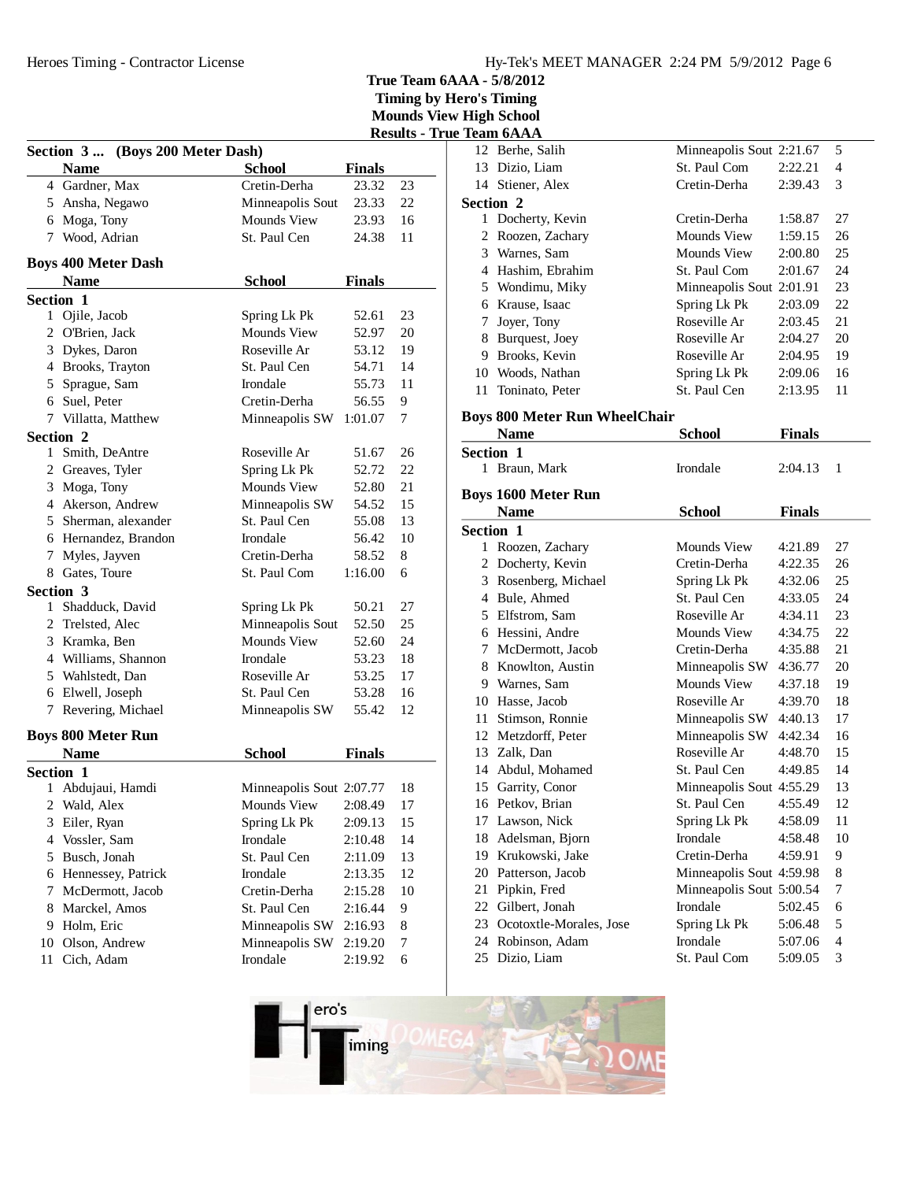# True Team 6AAA - 5/8/2012

**Timing by Hero's Timing**

**Mounds View High School**

**Results - True Team 6AAA**

## Section 3 ... (Boys 200 Meter Dash)

| | Name | School | Finals | |
|---|---|---|---|---|
| 4 | Gardner, Max | Cretin-Derha | 23.32 | 23 |
| 5 | Ansha, Negawo | Minneapolis Sout | 23.33 | 22 |
| 6 | Moga, Tony | Mounds View | 23.93 | 16 |
| 7 | Wood, Adrian | St. Paul Cen | 24.38 | 11 |

## Boys 400 Meter Dash

| | Name | School | Finals | |
|---|---|---|---|---|
| **Section 1** | | | | |
| 1 | Ojile, Jacob | Spring Lk Pk | 52.61 | 23 |
| 2 | O'Brien, Jack | Mounds View | 52.97 | 20 |
| 3 | Dykes, Daron | Roseville Ar | 53.12 | 19 |
| 4 | Brooks, Trayton | St. Paul Cen | 54.71 | 14 |
| 5 | Sprague, Sam | Irondale | 55.73 | 11 |
| 6 | Suel, Peter | Cretin-Derha | 56.55 | 9 |
| 7 | Villatta, Matthew | Minneapolis SW | 1:01.07 | 7 |
| **Section 2** | | | | |
| 1 | Smith, DeAntre | Roseville Ar | 51.67 | 26 |
| 2 | Greaves, Tyler | Spring Lk Pk | 52.72 | 22 |
| 3 | Moga, Tony | Mounds View | 52.80 | 21 |
| 4 | Akerson, Andrew | Minneapolis SW | 54.52 | 15 |
| 5 | Sherman, alexander | St. Paul Cen | 55.08 | 13 |
| 6 | Hernandez, Brandon | Irondale | 56.42 | 10 |
| 7 | Myles, Jayven | Cretin-Derha | 58.52 | 8 |
| 8 | Gates, Toure | St. Paul Com | 1:16.00 | 6 |
| **Section 3** | | | | |
| 1 | Shadduck, David | Spring Lk Pk | 50.21 | 27 |
| 2 | Trelsted, Alec | Minneapolis Sout | 52.50 | 25 |
| 3 | Kramka, Ben | Mounds View | 52.60 | 24 |
| 4 | Williams, Shannon | Irondale | 53.23 | 18 |
| 5 | Wahlstedt, Dan | Roseville Ar | 53.25 | 17 |
| 6 | Elwell, Joseph | St. Paul Cen | 53.28 | 16 |
| 7 | Revering, Michael | Minneapolis SW | 55.42 | 12 |

## Boys 800 Meter Run

| | Name | School | Finals | |
|---|---|---|---|---|
| **Section 1** | | | | |
| 1 | Abdujaui, Hamdi | Minneapolis Sout | 2:07.77 | 18 |
| 2 | Wald, Alex | Mounds View | 2:08.49 | 17 |
| 3 | Eiler, Ryan | Spring Lk Pk | 2:09.13 | 15 |
| 4 | Vossler, Sam | Irondale | 2:10.48 | 14 |
| 5 | Busch, Jonah | St. Paul Cen | 2:11.09 | 13 |
| 6 | Hennessey, Patrick | Irondale | 2:13.35 | 12 |
| 7 | McDermott, Jacob | Cretin-Derha | 2:15.28 | 10 |
| 8 | Marckel, Amos | St. Paul Cen | 2:16.44 | 9 |
| 9 | Holm, Eric | Minneapolis SW | 2:16.93 | 8 |
| 10 | Olson, Andrew | Minneapolis SW | 2:19.20 | 7 |
| 11 | Cich, Adam | Irondale | 2:19.92 | 6 |
| 12 | Berhe, Salih | Minneapolis Sout | 2:21.67 | 5 |
| 13 | Dizio, Liam | St. Paul Com | 2:22.21 | 4 |
| 14 | Stiener, Alex | Cretin-Derha | 2:39.43 | 3 |
| **Section 2** | | | | |
| 1 | Docherty, Kevin | Cretin-Derha | 1:58.87 | 27 |
| 2 | Roozen, Zachary | Mounds View | 1:59.15 | 26 |
| 3 | Warnes, Sam | Mounds View | 2:00.80 | 25 |
| 4 | Hashim, Ebrahim | St. Paul Com | 2:01.67 | 24 |
| 5 | Wondimu, Miky | Minneapolis Sout | 2:01.91 | 23 |
| 6 | Krause, Isaac | Spring Lk Pk | 2:03.09 | 22 |
| 7 | Joyer, Tony | Roseville Ar | 2:03.45 | 21 |
| 8 | Burquest, Joey | Roseville Ar | 2:04.27 | 20 |
| 9 | Brooks, Kevin | Roseville Ar | 2:04.95 | 19 |
| 10 | Woods, Nathan | Spring Lk Pk | 2:09.06 | 16 |
| 11 | Toninato, Peter | St. Paul Cen | 2:13.95 | 11 |

## Boys 800 Meter Run WheelChair

| | Name | School | Finals | |
|---|---|---|---|---|
| **Section 1** | | | | |
| 1 | Braun, Mark | Irondale | 2:04.13 | 1 |

## Boys 1600 Meter Run

| | Name | School | Finals | |
|---|---|---|---|---|
| **Section 1** | | | | |
| 1 | Roozen, Zachary | Mounds View | 4:21.89 | 27 |
| 2 | Docherty, Kevin | Cretin-Derha | 4:22.35 | 26 |
| 3 | Rosenberg, Michael | Spring Lk Pk | 4:32.06 | 25 |
| 4 | Bule, Ahmed | St. Paul Cen | 4:33.05 | 24 |
| 5 | Elfstrom, Sam | Roseville Ar | 4:34.11 | 23 |
| 6 | Hessini, Andre | Mounds View | 4:34.75 | 22 |
| 7 | McDermott, Jacob | Cretin-Derha | 4:35.88 | 21 |
| 8 | Knowlton, Austin | Minneapolis SW | 4:36.77 | 20 |
| 9 | Warnes, Sam | Mounds View | 4:37.18 | 19 |
| 10 | Hasse, Jacob | Roseville Ar | 4:39.70 | 18 |
| 11 | Stimson, Ronnie | Minneapolis SW | 4:40.13 | 17 |
| 12 | Metzdorff, Peter | Minneapolis SW | 4:42.34 | 16 |
| 13 | Zalk, Dan | Roseville Ar | 4:48.70 | 15 |
| 14 | Abdul, Mohamed | St. Paul Cen | 4:49.85 | 14 |
| 15 | Garrity, Conor | Minneapolis Sout | 4:55.29 | 13 |
| 16 | Petkov, Brian | St. Paul Cen | 4:55.49 | 12 |
| 17 | Lawson, Nick | Spring Lk Pk | 4:58.09 | 11 |
| 18 | Adelsman, Bjorn | Irondale | 4:58.48 | 10 |
| 19 | Krukowski, Jake | Cretin-Derha | 4:59.91 | 9 |
| 20 | Patterson, Jacob | Minneapolis Sout | 4:59.98 | 8 |
| 21 | Pipkin, Fred | Minneapolis Sout | 5:00.54 | 7 |
| 22 | Gilbert, Jonah | Irondale | 5:02.45 | 6 |
| 23 | Ocotoxtle-Morales, Jose | Spring Lk Pk | 5:06.48 | 5 |
| 24 | Robinson, Adam | Irondale | 5:07.06 | 4 |
| 25 | Dizio, Liam | St. Paul Com | 5:09.05 | 3 |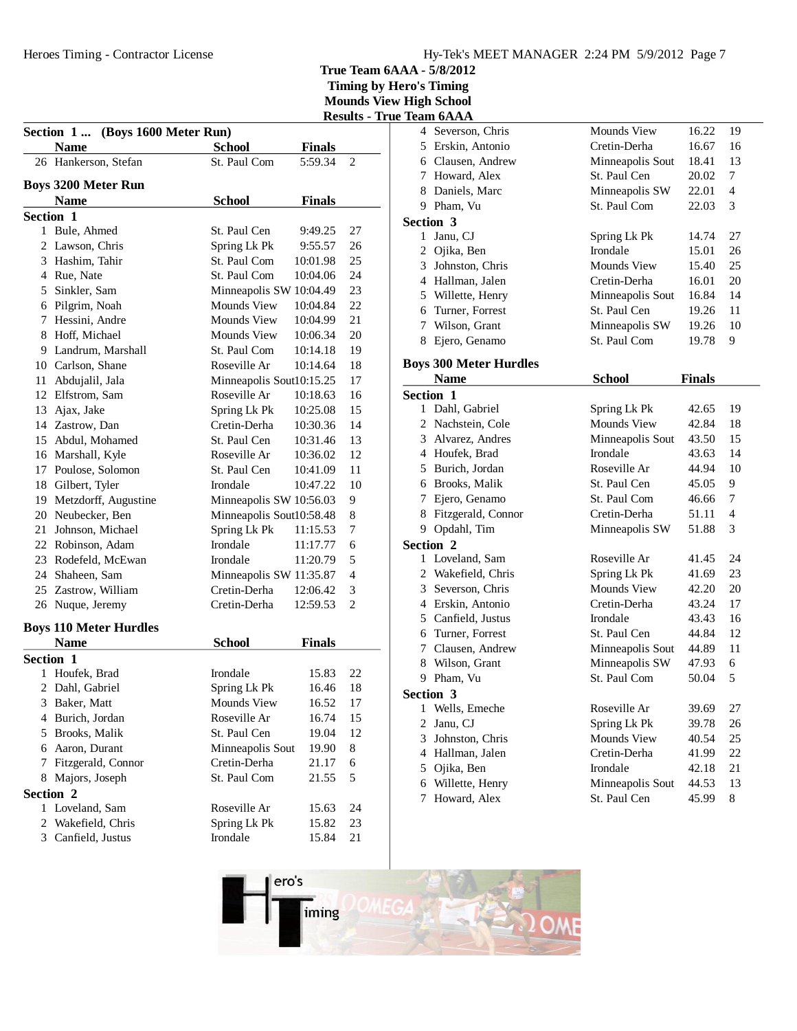# True Team 6AAA - 5/8/2012

**Timing by Hero's Timing**
**Mounds View High School**
**Results - True Team 6AAA**

### Section 1 ... (Boys 1600 Meter Run)

| | Name | School | Finals | |
|---|---|---|---|---|
| 26 | Hankerson, Stefan | St. Paul Com | 5:59.34 | 2 |

## Boys 3200 Meter Run

| | Name | School | Finals | |
|---|---|---|---|---|
| **Section 1** | | | | |
| 1 | Bule, Ahmed | St. Paul Cen | 9:49.25 | 27 |
| 2 | Lawson, Chris | Spring Lk Pk | 9:55.57 | 26 |
| 3 | Hashim, Tahir | St. Paul Com | 10:01.98 | 25 |
| 4 | Rue, Nate | St. Paul Com | 10:04.06 | 24 |
| 5 | Sinkler, Sam | Minneapolis SW | 10:04.49 | 23 |
| 6 | Pilgrim, Noah | Mounds View | 10:04.84 | 22 |
| 7 | Hessini, Andre | Mounds View | 10:04.99 | 21 |
| 8 | Hoff, Michael | Mounds View | 10:06.34 | 20 |
| 9 | Landrum, Marshall | St. Paul Com | 10:14.18 | 19 |
| 10 | Carlson, Shane | Roseville Ar | 10:14.64 | 18 |
| 11 | Abdujalil, Jala | Minneapolis Sout | 10:15.25 | 17 |
| 12 | Elfstrom, Sam | Roseville Ar | 10:18.63 | 16 |
| 13 | Ajax, Jake | Spring Lk Pk | 10:25.08 | 15 |
| 14 | Zastrow, Dan | Cretin-Derha | 10:30.36 | 14 |
| 15 | Abdul, Mohamed | St. Paul Cen | 10:31.46 | 13 |
| 16 | Marshall, Kyle | Roseville Ar | 10:36.02 | 12 |
| 17 | Poulose, Solomon | St. Paul Cen | 10:41.09 | 11 |
| 18 | Gilbert, Tyler | Irondale | 10:47.22 | 10 |
| 19 | Metzdorff, Augustine | Minneapolis SW | 10:56.03 | 9 |
| 20 | Neubecker, Ben | Minneapolis Sout | 10:58.48 | 8 |
| 21 | Johnson, Michael | Spring Lk Pk | 11:15.53 | 7 |
| 22 | Robinson, Adam | Irondale | 11:17.77 | 6 |
| 23 | Rodefeld, McEwan | Irondale | 11:20.79 | 5 |
| 24 | Shaheen, Sam | Minneapolis SW | 11:35.87 | 4 |
| 25 | Zastrow, William | Cretin-Derha | 12:06.42 | 3 |
| 26 | Nuque, Jeremy | Cretin-Derha | 12:59.53 | 2 |

## Boys 110 Meter Hurdles

| | Name | School | Finals | |
|---|---|---|---|---|
| **Section 1** | | | | |
| 1 | Houfek, Brad | Irondale | 15.83 | 22 |
| 2 | Dahl, Gabriel | Spring Lk Pk | 16.46 | 18 |
| 3 | Baker, Matt | Mounds View | 16.52 | 17 |
| 4 | Burich, Jordan | Roseville Ar | 16.74 | 15 |
| 5 | Brooks, Malik | St. Paul Cen | 19.04 | 12 |
| 6 | Aaron, Durant | Minneapolis Sout | 19.90 | 8 |
| 7 | Fitzgerald, Connor | Cretin-Derha | 21.17 | 6 |
| 8 | Majors, Joseph | St. Paul Com | 21.55 | 5 |
| **Section 2** | | | | |
| 1 | Loveland, Sam | Roseville Ar | 15.63 | 24 |
| 2 | Wakefield, Chris | Spring Lk Pk | 15.82 | 23 |
| 3 | Canfield, Justus | Irondale | 15.84 | 21 |
| 4 | Severson, Chris | Mounds View | 16.22 | 19 |
| 5 | Erskin, Antonio | Cretin-Derha | 16.67 | 16 |
| 6 | Clausen, Andrew | Minneapolis Sout | 18.41 | 13 |
| 7 | Howard, Alex | St. Paul Cen | 20.02 | 7 |
| 8 | Daniels, Marc | Minneapolis SW | 22.01 | 4 |
| 9 | Pham, Vu | St. Paul Com | 22.03 | 3 |
| **Section 3** | | | | |
| 1 | Janu, CJ | Spring Lk Pk | 14.74 | 27 |
| 2 | Ojika, Ben | Irondale | 15.01 | 26 |
| 3 | Johnston, Chris | Mounds View | 15.40 | 25 |
| 4 | Hallman, Jalen | Cretin-Derha | 16.01 | 20 |
| 5 | Willette, Henry | Minneapolis Sout | 16.84 | 14 |
| 6 | Turner, Forrest | St. Paul Cen | 19.26 | 11 |
| 7 | Wilson, Grant | Minneapolis SW | 19.26 | 10 |
| 8 | Ejero, Genamo | St. Paul Com | 19.78 | 9 |

## Boys 300 Meter Hurdles

| | Name | School | Finals | |
|---|---|---|---|---|
| **Section 1** | | | | |
| 1 | Dahl, Gabriel | Spring Lk Pk | 42.65 | 19 |
| 2 | Nachstein, Cole | Mounds View | 42.84 | 18 |
| 3 | Alvarez, Andres | Minneapolis Sout | 43.50 | 15 |
| 4 | Houfek, Brad | Irondale | 43.63 | 14 |
| 5 | Burich, Jordan | Roseville Ar | 44.94 | 10 |
| 6 | Brooks, Malik | St. Paul Cen | 45.05 | 9 |
| 7 | Ejero, Genamo | St. Paul Com | 46.66 | 7 |
| 8 | Fitzgerald, Connor | Cretin-Derha | 51.11 | 4 |
| 9 | Opdahl, Tim | Minneapolis SW | 51.88 | 3 |
| **Section 2** | | | | |
| 1 | Loveland, Sam | Roseville Ar | 41.45 | 24 |
| 2 | Wakefield, Chris | Spring Lk Pk | 41.69 | 23 |
| 3 | Severson, Chris | Mounds View | 42.20 | 20 |
| 4 | Erskin, Antonio | Cretin-Derha | 43.24 | 17 |
| 5 | Canfield, Justus | Irondale | 43.43 | 16 |
| 6 | Turner, Forrest | St. Paul Cen | 44.84 | 12 |
| 7 | Clausen, Andrew | Minneapolis Sout | 44.89 | 11 |
| 8 | Wilson, Grant | Minneapolis SW | 47.93 | 6 |
| 9 | Pham, Vu | St. Paul Com | 50.04 | 5 |
| **Section 3** | | | | |
| 1 | Wells, Emeche | Roseville Ar | 39.69 | 27 |
| 2 | Janu, CJ | Spring Lk Pk | 39.78 | 26 |
| 3 | Johnston, Chris | Mounds View | 40.54 | 25 |
| 4 | Hallman, Jalen | Cretin-Derha | 41.99 | 22 |
| 5 | Ojika, Ben | Irondale | 42.18 | 21 |
| 6 | Willette, Henry | Minneapolis Sout | 44.53 | 13 |
| 7 | Howard, Alex | St. Paul Cen | 45.99 | 8 |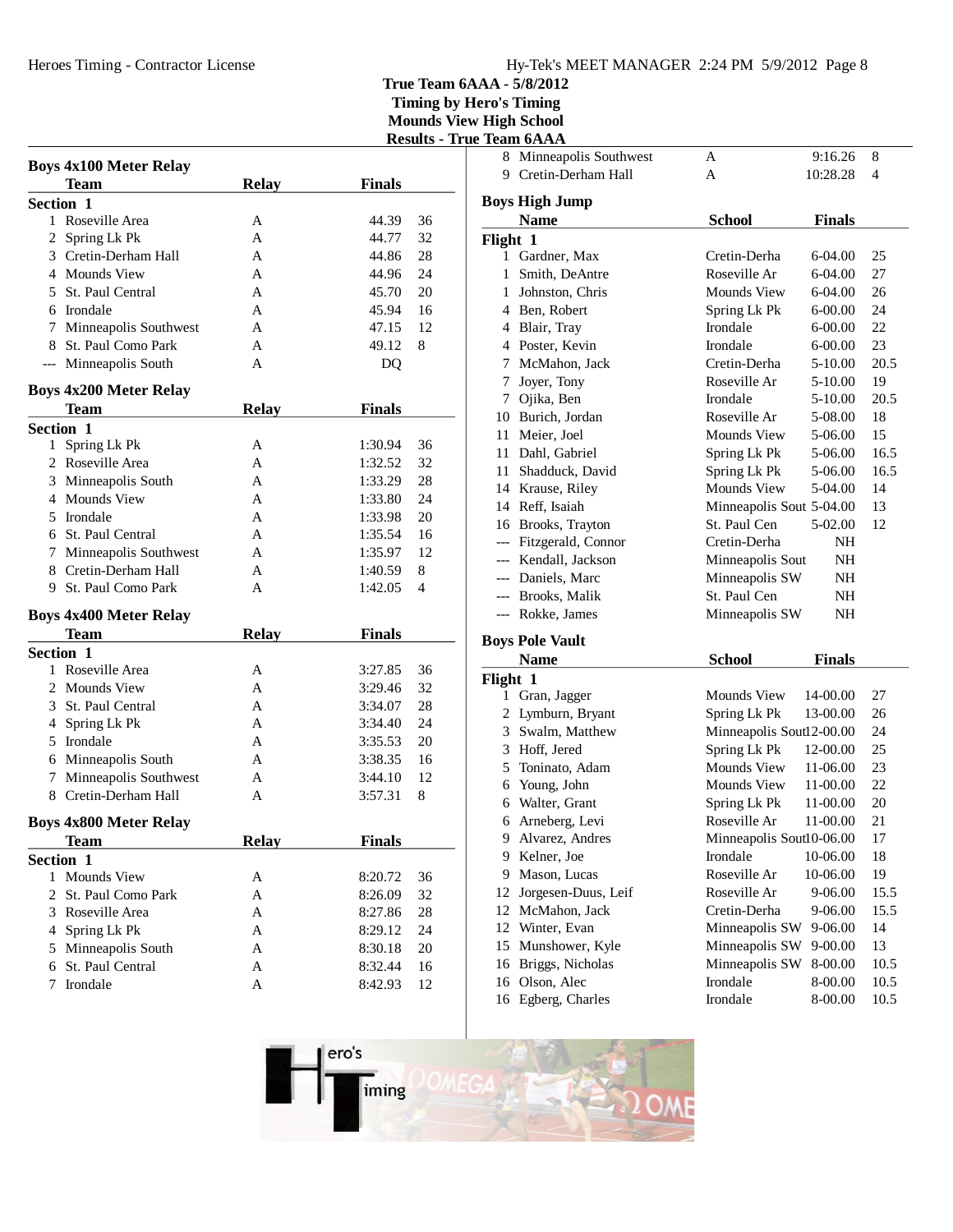## True Team 6AAA - 5/8/2012
## Timing by Hero's Timing
## Mounds View High School
## Results - True Team 6AAA

### Boys 4x100 Meter Relay

| | Team | Relay | Finals | |
|---|---|---|---|---|
| **Section 1** | | | | |
| 1 | Roseville Area | A | 44.39 | 36 |
| 2 | Spring Lk Pk | A | 44.77 | 32 |
| 3 | Cretin-Derham Hall | A | 44.86 | 28 |
| 4 | Mounds View | A | 44.96 | 24 |
| 5 | St. Paul Central | A | 45.70 | 20 |
| 6 | Irondale | A | 45.94 | 16 |
| 7 | Minneapolis Southwest | A | 47.15 | 12 |
| 8 | St. Paul Como Park | A | 49.12 | 8 |
| --- | Minneapolis South | A | DQ | |

### Boys 4x200 Meter Relay

| | Team | Relay | Finals | |
|---|---|---|---|---|
| **Section 1** | | | | |
| 1 | Spring Lk Pk | A | 1:30.94 | 36 |
| 2 | Roseville Area | A | 1:32.52 | 32 |
| 3 | Minneapolis South | A | 1:33.29 | 28 |
| 4 | Mounds View | A | 1:33.80 | 24 |
| 5 | Irondale | A | 1:33.98 | 20 |
| 6 | St. Paul Central | A | 1:35.54 | 16 |
| 7 | Minneapolis Southwest | A | 1:35.97 | 12 |
| 8 | Cretin-Derham Hall | A | 1:40.59 | 8 |
| 9 | St. Paul Como Park | A | 1:42.05 | 4 |

### Boys 4x400 Meter Relay

| | Team | Relay | Finals | |
|---|---|---|---|---|
| **Section 1** | | | | |
| 1 | Roseville Area | A | 3:27.85 | 36 |
| 2 | Mounds View | A | 3:29.46 | 32 |
| 3 | St. Paul Central | A | 3:34.07 | 28 |
| 4 | Spring Lk Pk | A | 3:34.40 | 24 |
| 5 | Irondale | A | 3:35.53 | 20 |
| 6 | Minneapolis South | A | 3:38.35 | 16 |
| 7 | Minneapolis Southwest | A | 3:44.10 | 12 |
| 8 | Cretin-Derham Hall | A | 3:57.31 | 8 |

### Boys 4x800 Meter Relay

| | Team | Relay | Finals | |
|---|---|---|---|---|
| **Section 1** | | | | |
| 1 | Mounds View | A | 8:20.72 | 36 |
| 2 | St. Paul Como Park | A | 8:26.09 | 32 |
| 3 | Roseville Area | A | 8:27.86 | 28 |
| 4 | Spring Lk Pk | A | 8:29.12 | 24 |
| 5 | Minneapolis South | A | 8:30.18 | 20 |
| 6 | St. Paul Central | A | 8:32.44 | 16 |
| 7 | Irondale | A | 8:42.93 | 12 |
| 8 | Minneapolis Southwest | A | 9:16.26 | 8 |
| 9 | Cretin-Derham Hall | A | 10:28.28 | 4 |

### Boys High Jump

| | Name | School | Finals | |
|---|---|---|---|---|
| **Flight 1** | | | | |
| 1 | Gardner, Max | Cretin-Derha | 6-04.00 | 25 |
| 1 | Smith, DeAntre | Roseville Ar | 6-04.00 | 27 |
| 1 | Johnston, Chris | Mounds View | 6-04.00 | 26 |
| 4 | Ben, Robert | Spring Lk Pk | 6-00.00 | 24 |
| 4 | Blair, Tray | Irondale | 6-00.00 | 22 |
| 4 | Poster, Kevin | Irondale | 6-00.00 | 23 |
| 7 | McMahon, Jack | Cretin-Derha | 5-10.00 | 20.5 |
| 7 | Joyer, Tony | Roseville Ar | 5-10.00 | 19 |
| 7 | Ojika, Ben | Irondale | 5-10.00 | 20.5 |
| 10 | Burich, Jordan | Roseville Ar | 5-08.00 | 18 |
| 11 | Meier, Joel | Mounds View | 5-06.00 | 15 |
| 11 | Dahl, Gabriel | Spring Lk Pk | 5-06.00 | 16.5 |
| 11 | Shadduck, David | Spring Lk Pk | 5-06.00 | 16.5 |
| 14 | Krause, Riley | Mounds View | 5-04.00 | 14 |
| 14 | Reff, Isaiah | Minneapolis Sout | 5-04.00 | 13 |
| 16 | Brooks, Trayton | St. Paul Cen | 5-02.00 | 12 |
| --- | Fitzgerald, Connor | Cretin-Derha | NH | |
| --- | Kendall, Jackson | Minneapolis Sout | NH | |
| --- | Daniels, Marc | Minneapolis SW | NH | |
| --- | Brooks, Malik | St. Paul Cen | NH | |
| --- | Rokke, James | Minneapolis SW | NH | |

### Boys Pole Vault

| | Name | School | Finals | |
|---|---|---|---|---|
| **Flight 1** | | | | |
| 1 | Gran, Jagger | Mounds View | 14-00.00 | 27 |
| 2 | Lymburn, Bryant | Spring Lk Pk | 13-00.00 | 26 |
| 3 | Swalm, Matthew | Minneapolis Sout | 12-00.00 | 24 |
| 3 | Hoff, Jered | Spring Lk Pk | 12-00.00 | 25 |
| 5 | Toninato, Adam | Mounds View | 11-06.00 | 23 |
| 6 | Young, John | Mounds View | 11-00.00 | 22 |
| 6 | Walter, Grant | Spring Lk Pk | 11-00.00 | 20 |
| 6 | Arneberg, Levi | Roseville Ar | 11-00.00 | 21 |
| 9 | Alvarez, Andres | Minneapolis Sout | 10-06.00 | 17 |
| 9 | Kelner, Joe | Irondale | 10-06.00 | 18 |
| 9 | Mason, Lucas | Roseville Ar | 10-06.00 | 19 |
| 12 | Jorgesen-Duus, Leif | Roseville Ar | 9-06.00 | 15.5 |
| 12 | McMahon, Jack | Cretin-Derha | 9-06.00 | 15.5 |
| 12 | Winter, Evan | Minneapolis SW | 9-06.00 | 14 |
| 15 | Munshower, Kyle | Minneapolis SW | 9-00.00 | 13 |
| 16 | Briggs, Nicholas | Minneapolis SW | 8-00.00 | 10.5 |
| 16 | Olson, Alec | Irondale | 8-00.00 | 10.5 |
| 16 | Egberg, Charles | Irondale | 8-00.00 | 10.5 |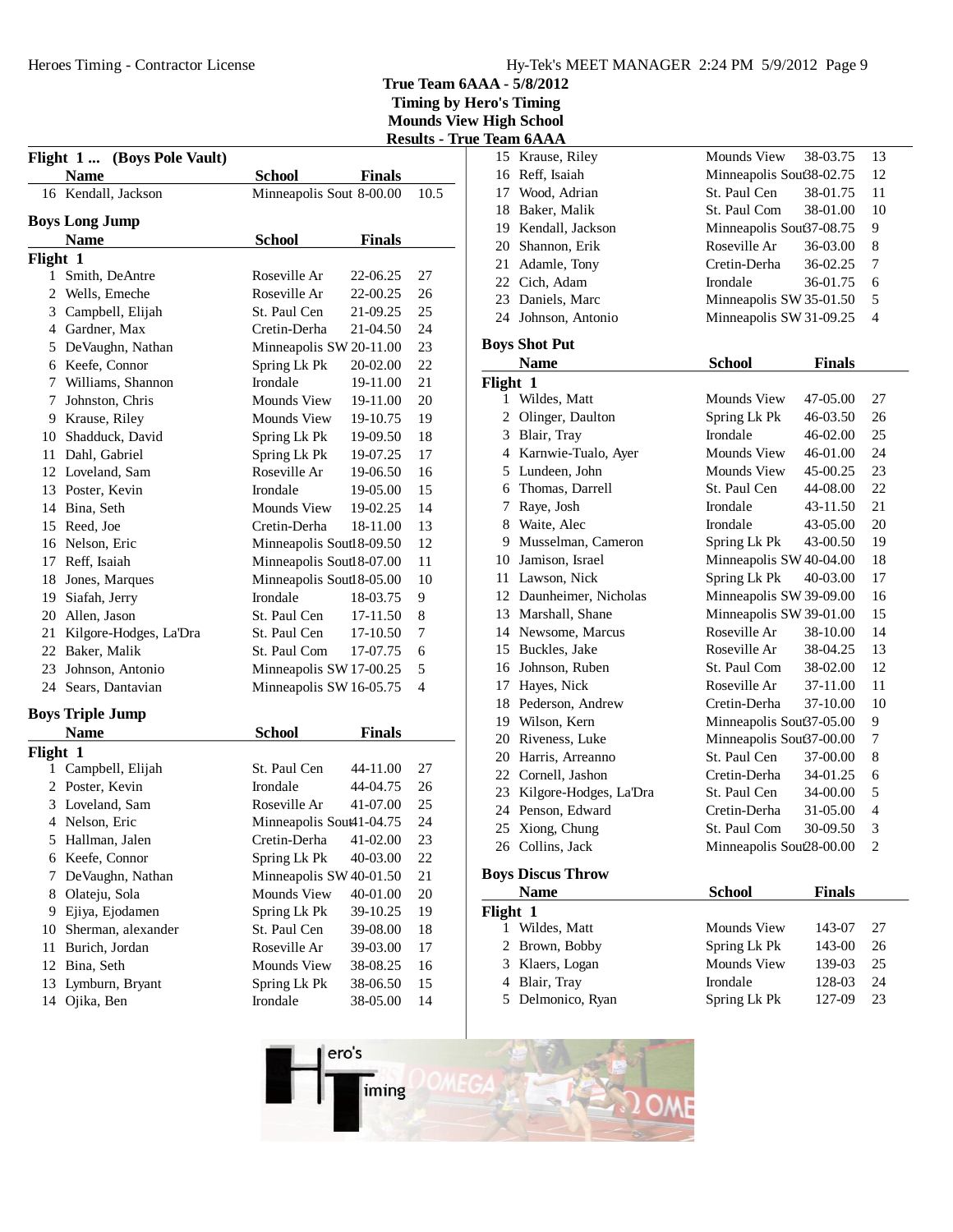**True Team 6AAA - 5/8/2012**
**Timing by Hero's Timing**
**Mounds View High School**
**Results - True Team 6AAA**

### Flight 1 ... (Boys Pole Vault)

| | Name | School | Finals | |
|---|---|---|---|---|
| 16 | Kendall, Jackson | Minneapolis Sout | 8-00.00 | 10.5 |

### Boys Long Jump

| | Name | School | Finals | |
|---|---|---|---|---|
| **Flight 1** | | | | |
| 1 | Smith, DeAntre | Roseville Ar | 22-06.25 | 27 |
| 2 | Wells, Emeche | Roseville Ar | 22-00.25 | 26 |
| 3 | Campbell, Elijah | St. Paul Cen | 21-09.25 | 25 |
| 4 | Gardner, Max | Cretin-Derha | 21-04.50 | 24 |
| 5 | DeVaughn, Nathan | Minneapolis SW | 20-11.00 | 23 |
| 6 | Keefe, Connor | Spring Lk Pk | 20-02.00 | 22 |
| 7 | Williams, Shannon | Irondale | 19-11.00 | 21 |
| 7 | Johnston, Chris | Mounds View | 19-11.00 | 20 |
| 9 | Krause, Riley | Mounds View | 19-10.75 | 19 |
| 10 | Shadduck, David | Spring Lk Pk | 19-09.50 | 18 |
| 11 | Dahl, Gabriel | Spring Lk Pk | 19-07.25 | 17 |
| 12 | Loveland, Sam | Roseville Ar | 19-06.50 | 16 |
| 13 | Poster, Kevin | Irondale | 19-05.00 | 15 |
| 14 | Bina, Seth | Mounds View | 19-02.25 | 14 |
| 15 | Reed, Joe | Cretin-Derha | 18-11.00 | 13 |
| 16 | Nelson, Eric | Minneapolis Sout | 18-09.50 | 12 |
| 17 | Reff, Isaiah | Minneapolis Sout | 18-07.00 | 11 |
| 18 | Jones, Marques | Minneapolis Sout | 18-05.00 | 10 |
| 19 | Siafah, Jerry | Irondale | 18-03.75 | 9 |
| 20 | Allen, Jason | St. Paul Cen | 17-11.50 | 8 |
| 21 | Kilgore-Hodges, La'Dra | St. Paul Cen | 17-10.50 | 7 |
| 22 | Baker, Malik | St. Paul Com | 17-07.75 | 6 |
| 23 | Johnson, Antonio | Minneapolis SW | 17-00.25 | 5 |
| 24 | Sears, Dantavian | Minneapolis SW | 16-05.75 | 4 |

### Boys Triple Jump

| | Name | School | Finals | |
|---|---|---|---|---|
| **Flight 1** | | | | |
| 1 | Campbell, Elijah | St. Paul Cen | 44-11.00 | 27 |
| 2 | Poster, Kevin | Irondale | 44-04.75 | 26 |
| 3 | Loveland, Sam | Roseville Ar | 41-07.00 | 25 |
| 4 | Nelson, Eric | Minneapolis Sout | 41-04.75 | 24 |
| 5 | Hallman, Jalen | Cretin-Derha | 41-02.00 | 23 |
| 6 | Keefe, Connor | Spring Lk Pk | 40-03.00 | 22 |
| 7 | DeVaughn, Nathan | Minneapolis SW | 40-01.50 | 21 |
| 8 | Olateju, Sola | Mounds View | 40-01.00 | 20 |
| 9 | Ejiya, Ejodamen | Spring Lk Pk | 39-10.25 | 19 |
| 10 | Sherman, alexander | St. Paul Cen | 39-08.00 | 18 |
| 11 | Burich, Jordan | Roseville Ar | 39-03.00 | 17 |
| 12 | Bina, Seth | Mounds View | 38-08.25 | 16 |
| 13 | Lymburn, Bryant | Spring Lk Pk | 38-06.50 | 15 |
| 14 | Ojika, Ben | Irondale | 38-05.00 | 14 |
| 15 | Krause, Riley | Mounds View | 38-03.75 | 13 |
| 16 | Reff, Isaiah | Minneapolis Sout | 38-02.75 | 12 |
| 17 | Wood, Adrian | St. Paul Cen | 38-01.75 | 11 |
| 18 | Baker, Malik | St. Paul Com | 38-01.00 | 10 |
| 19 | Kendall, Jackson | Minneapolis Sout | 37-08.75 | 9 |
| 20 | Shannon, Erik | Roseville Ar | 36-03.00 | 8 |
| 21 | Adamle, Tony | Cretin-Derha | 36-02.25 | 7 |
| 22 | Cich, Adam | Irondale | 36-01.75 | 6 |
| 23 | Daniels, Marc | Minneapolis SW | 35-01.50 | 5 |
| 24 | Johnson, Antonio | Minneapolis SW | 31-09.25 | 4 |

### Boys Shot Put

| | Name | School | Finals | |
|---|---|---|---|---|
| **Flight 1** | | | | |
| 1 | Wildes, Matt | Mounds View | 47-05.00 | 27 |
| 2 | Olinger, Daulton | Spring Lk Pk | 46-03.50 | 26 |
| 3 | Blair, Tray | Irondale | 46-02.00 | 25 |
| 4 | Karnwie-Tualo, Ayer | Mounds View | 46-01.00 | 24 |
| 5 | Lundeen, John | Mounds View | 45-00.25 | 23 |
| 6 | Thomas, Darrell | St. Paul Cen | 44-08.00 | 22 |
| 7 | Raye, Josh | Irondale | 43-11.50 | 21 |
| 8 | Waite, Alec | Irondale | 43-05.00 | 20 |
| 9 | Musselman, Cameron | Spring Lk Pk | 43-00.50 | 19 |
| 10 | Jamison, Israel | Minneapolis SW | 40-04.00 | 18 |
| 11 | Lawson, Nick | Spring Lk Pk | 40-03.00 | 17 |
| 12 | Daunheimer, Nicholas | Minneapolis SW | 39-09.00 | 16 |
| 13 | Marshall, Shane | Minneapolis SW | 39-01.00 | 15 |
| 14 | Newsome, Marcus | Roseville Ar | 38-10.00 | 14 |
| 15 | Buckles, Jake | Roseville Ar | 38-04.25 | 13 |
| 16 | Johnson, Ruben | St. Paul Com | 38-02.00 | 12 |
| 17 | Hayes, Nick | Roseville Ar | 37-11.00 | 11 |
| 18 | Pederson, Andrew | Cretin-Derha | 37-10.00 | 10 |
| 19 | Wilson, Kern | Minneapolis Sout | 37-05.00 | 9 |
| 20 | Riveness, Luke | Minneapolis Sout | 37-00.00 | 7 |
| 20 | Harris, Arreanno | St. Paul Cen | 37-00.00 | 8 |
| 22 | Cornell, Jashon | Cretin-Derha | 34-01.25 | 6 |
| 23 | Kilgore-Hodges, La'Dra | St. Paul Cen | 34-00.00 | 5 |
| 24 | Penson, Edward | Cretin-Derha | 31-05.00 | 4 |
| 25 | Xiong, Chung | St. Paul Com | 30-09.50 | 3 |
| 26 | Collins, Jack | Minneapolis Sout | 28-00.00 | 2 |

### Boys Discus Throw

| | Name | School | Finals | |
|---|---|---|---|---|
| **Flight 1** | | | | |
| 1 | Wildes, Matt | Mounds View | 143-07 | 27 |
| 2 | Brown, Bobby | Spring Lk Pk | 143-00 | 26 |
| 3 | Klaers, Logan | Mounds View | 139-03 | 25 |
| 4 | Blair, Tray | Irondale | 128-03 | 24 |
| 5 | Delmonico, Ryan | Spring Lk Pk | 127-09 | 23 |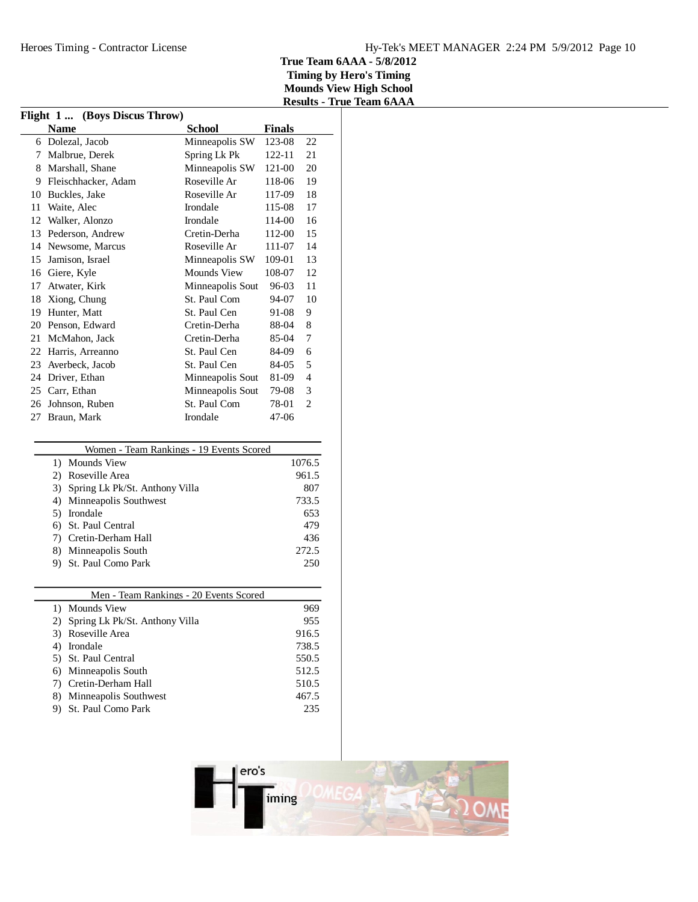# True Team 6AAA - 5/8/2012
## Timing by Hero's Timing
## Mounds View High School
## Results - True Team 6AAA

### Flight 1 ... (Boys Discus Throw)

| | Name | School | Finals | |
|---|---|---|---|---|
| 6 | Dolezal, Jacob | Minneapolis SW | 123-08 | 22 |
| 7 | Malbrue, Derek | Spring Lk Pk | 122-11 | 21 |
| 8 | Marshall, Shane | Minneapolis SW | 121-00 | 20 |
| 9 | Fleischhacker, Adam | Roseville Ar | 118-06 | 19 |
| 10 | Buckles, Jake | Roseville Ar | 117-09 | 18 |
| 11 | Waite, Alec | Irondale | 115-08 | 17 |
| 12 | Walker, Alonzo | Irondale | 114-00 | 16 |
| 13 | Pederson, Andrew | Cretin-Derha | 112-00 | 15 |
| 14 | Newsome, Marcus | Roseville Ar | 111-07 | 14 |
| 15 | Jamison, Israel | Minneapolis SW | 109-01 | 13 |
| 16 | Giere, Kyle | Mounds View | 108-07 | 12 |
| 17 | Atwater, Kirk | Minneapolis Sout | 96-03 | 11 |
| 18 | Xiong, Chung | St. Paul Com | 94-07 | 10 |
| 19 | Hunter, Matt | St. Paul Cen | 91-08 | 9 |
| 20 | Penson, Edward | Cretin-Derha | 88-04 | 8 |
| 21 | McMahon, Jack | Cretin-Derha | 85-04 | 7 |
| 22 | Harris, Arreanno | St. Paul Cen | 84-09 | 6 |
| 23 | Averbeck, Jacob | St. Paul Cen | 84-05 | 5 |
| 24 | Driver, Ethan | Minneapolis Sout | 81-09 | 4 |
| 25 | Carr, Ethan | Minneapolis Sout | 79-08 | 3 |
| 26 | Johnson, Ruben | St. Paul Com | 78-01 | 2 |
| 27 | Braun, Mark | Irondale | 47-06 | |

### Women - Team Rankings - 19 Events Scored

| | Team | Points |
|---|---|---|
| 1) | Mounds View | 1076.5 |
| 2) | Roseville Area | 961.5 |
| 3) | Spring Lk Pk/St. Anthony Villa | 807 |
| 4) | Minneapolis Southwest | 733.5 |
| 5) | Irondale | 653 |
| 6) | St. Paul Central | 479 |
| 7) | Cretin-Derham Hall | 436 |
| 8) | Minneapolis South | 272.5 |
| 9) | St. Paul Como Park | 250 |

### Men - Team Rankings - 20 Events Scored

| | Team | Points |
|---|---|---|
| 1) | Mounds View | 969 |
| 2) | Spring Lk Pk/St. Anthony Villa | 955 |
| 3) | Roseville Area | 916.5 |
| 4) | Irondale | 738.5 |
| 5) | St. Paul Central | 550.5 |
| 6) | Minneapolis South | 512.5 |
| 7) | Cretin-Derham Hall | 510.5 |
| 8) | Minneapolis Southwest | 467.5 |
| 9) | St. Paul Como Park | 235 |